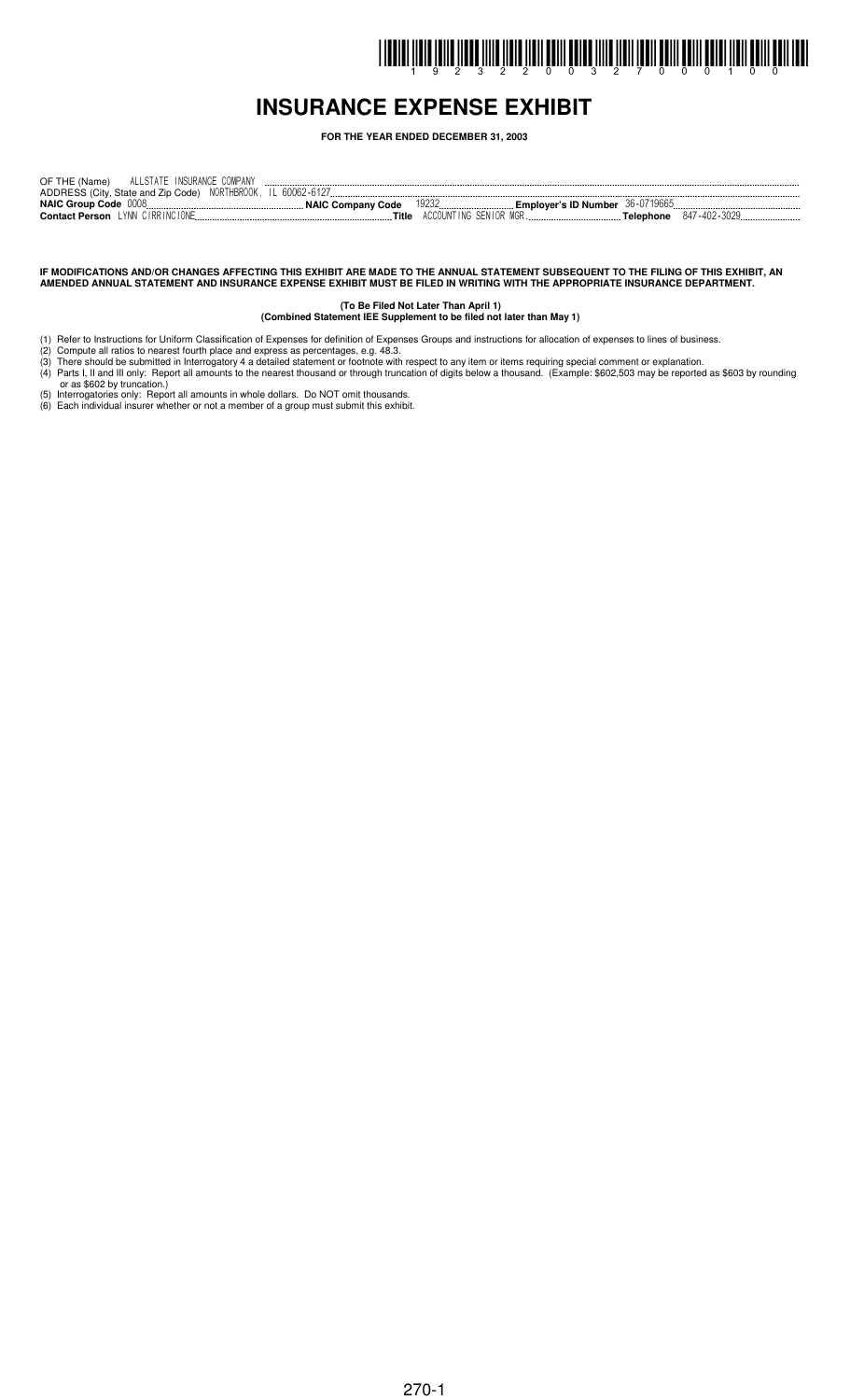# INSURANCE EXPENSE EXHIBIT

**FOR THE YEAR ENDED DECEMBER 31, 2003**

OF THE (Name) ALLSTATE INSURANCE COMPANY
ADDRESS (City, State and Zip Code) NORTHBROOK, IL 60062-6127
**NAIC Group Code** 0008 **NAIC Company Code** 19232 **Employer's ID Number** 36-0719665
**Contact Person** LYNN CIRRINCIONE **Title** ACCOUNTING SENIOR MGR. **Telephone** 847-402-3029

**IF MODIFICATIONS AND/OR CHANGES AFFECTING THIS EXHIBIT ARE MADE TO THE ANNUAL STATEMENT SUBSEQUENT TO THE FILING OF THIS EXHIBIT, AN AMENDED ANNUAL STATEMENT AND INSURANCE EXPENSE EXHIBIT MUST BE FILED IN WRITING WITH THE APPROPRIATE INSURANCE DEPARTMENT.**

**(To Be Filed Not Later Than April 1)**
**(Combined Statement IEE Supplement to be filed not later than May 1)**

(1) Refer to Instructions for Uniform Classification of Expenses for definition of Expenses Groups and instructions for allocation of expenses to lines of business.
(2) Compute all ratios to nearest fourth place and express as percentages, e.g. 48.3.
(3) There should be submitted in Interrogatory 4 a detailed statement or footnote with respect to any item or items requiring special comment or explanation.
(4) Parts I, II and III only: Report all amounts to the nearest thousand or through truncation of digits below a thousand. (Example: $602,503 may be reported as $603 by rounding or as $602 by truncation.)
(5) Interrogatories only: Report all amounts in whole dollars. Do NOT omit thousands.
(6) Each individual insurer whether or not a member of a group must submit this exhibit.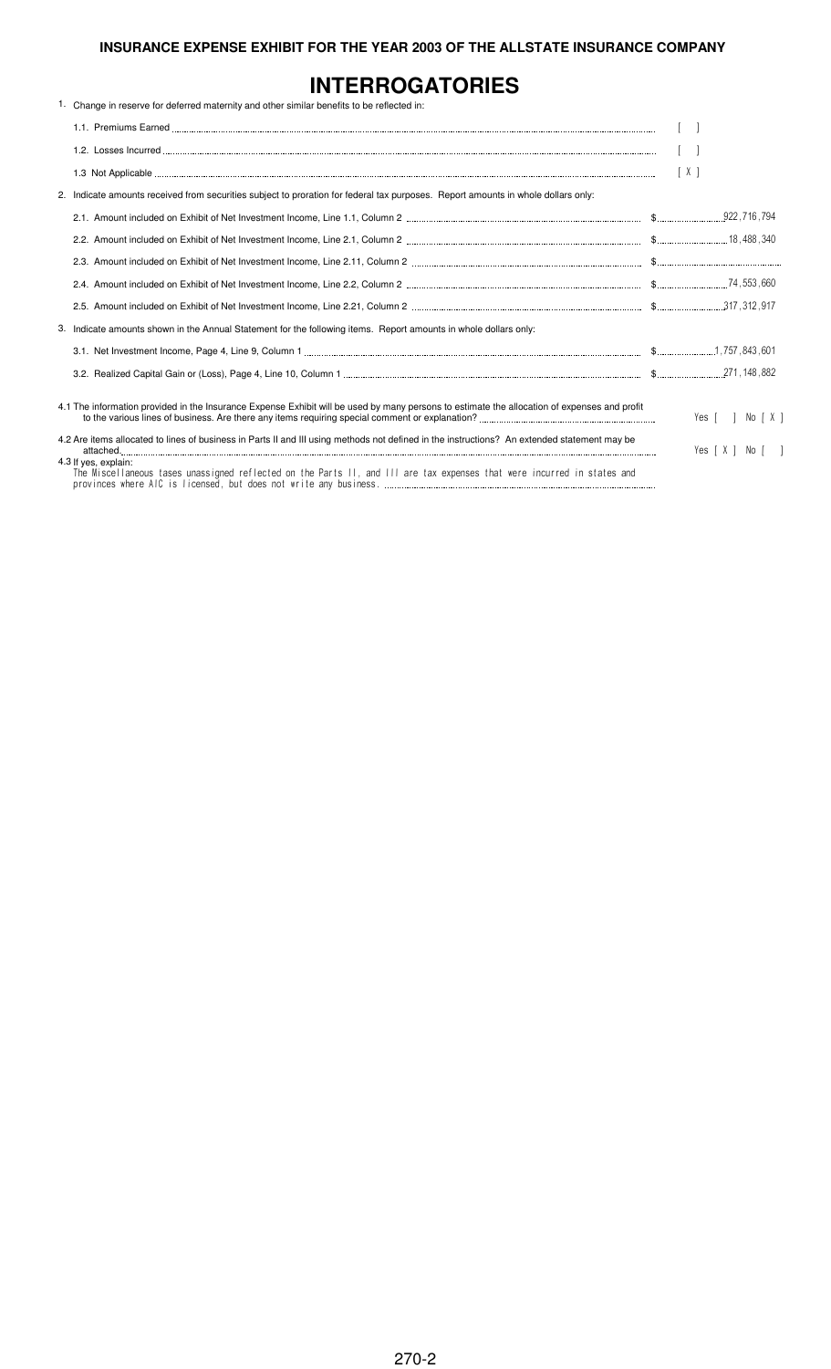**INSURANCE EXPENSE EXHIBIT FOR THE YEAR 2003 OF THE ALLSTATE INSURANCE COMPANY**

# INTERROGATORIES

1. Change in reserve for deferred maternity and other similar benefits to be reflected in:

| | |
|---|---|
| 1.1. Premiums Earned | [ ] |
| 1.2. Losses Incurred | [ ] |
| 1.3 Not Applicable | [ X ] |

2. Indicate amounts received from securities subject to proration for federal tax purposes. Report amounts in whole dollars only:

| | |
|---|---|
| 2.1. Amount included on Exhibit of Net Investment Income, Line 1.1, Column 2 | $ 922,716,794 |
| 2.2. Amount included on Exhibit of Net Investment Income, Line 2.1, Column 2 | $ 18,488,340 |
| 2.3. Amount included on Exhibit of Net Investment Income, Line 2.11, Column 2 | $ |
| 2.4. Amount included on Exhibit of Net Investment Income, Line 2.2, Column 2 | $ 74,553,660 |
| 2.5. Amount included on Exhibit of Net Investment Income, Line 2.21, Column 2 | $ 317,312,917 |

3. Indicate amounts shown in the Annual Statement for the following items. Report amounts in whole dollars only:

| | |
|---|---|
| 3.1. Net Investment Income, Page 4, Line 9, Column 1 | $ 1,757,843,601 |
| 3.2. Realized Capital Gain or (Loss), Page 4, Line 10, Column 1 | $ 271,148,882 |

4.1 The information provided in the Insurance Expense Exhibit will be used by many persons to estimate the allocation of expenses and profit to the various lines of business. Are there any items requiring special comment or explanation? Yes [ ] No [ X ]

4.2 Are items allocated to lines of business in Parts II and III using methods not defined in the instructions? An extended statement may be attached. Yes [ X ] No [ ]

4.3 If yes, explain:
The Miscellaneous tases unassigned reflected on the Parts II, and III are tax expenses that were incurred in states and provinces where AIC is licensed, but does not write any business.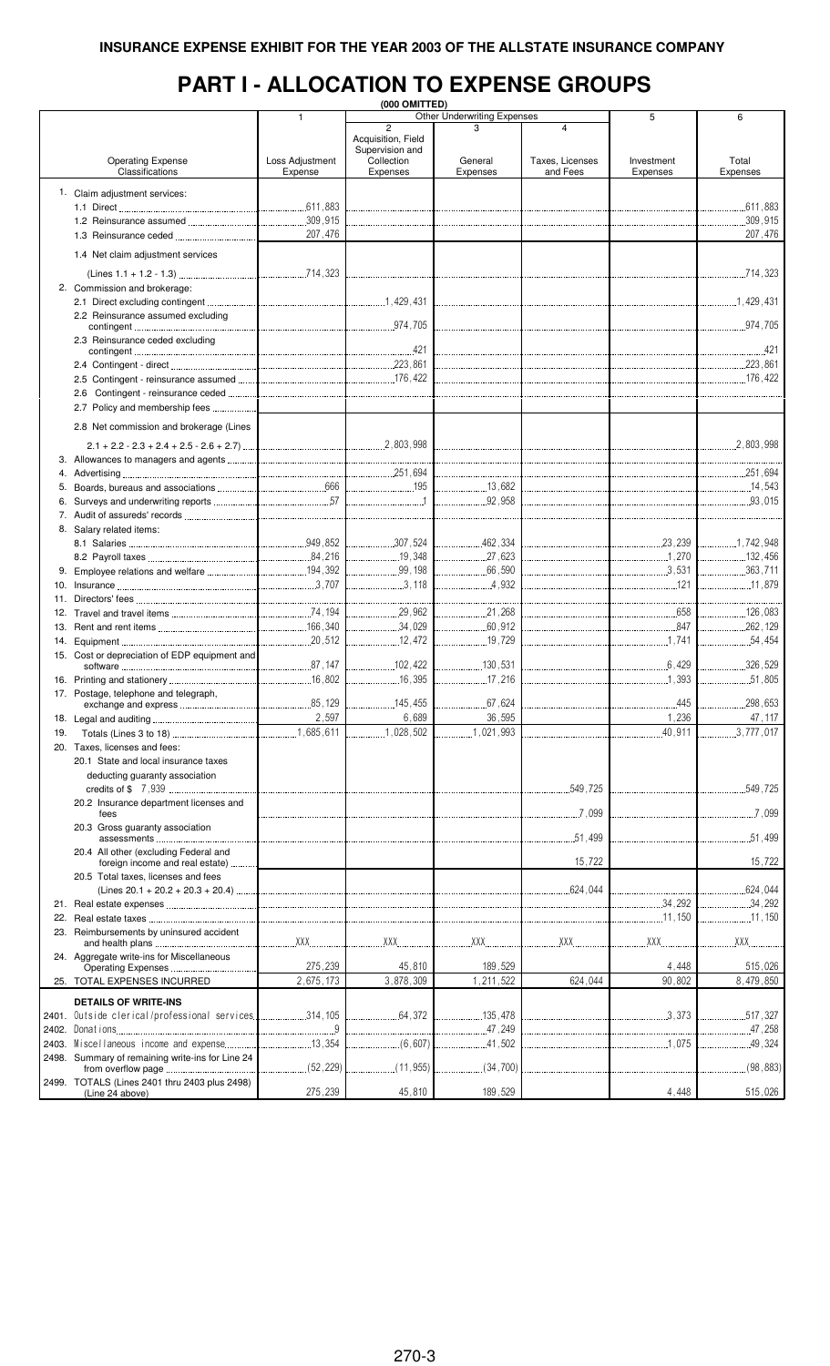# INSURANCE EXPENSE EXHIBIT FOR THE YEAR 2003 OF THE ALLSTATE INSURANCE COMPANY

## PART I - ALLOCATION TO EXPENSE GROUPS

(000 OMITTED)

| Operating Expense Classifications | 1 Loss Adjustment Expense | Other Underwriting Expenses 2 Acquisition, Field Supervision and Collection Expenses | 3 General Expenses | 4 Taxes, Licenses and Fees | 5 Investment Expenses | 6 Total Expenses |
|---|---|---|---|---|---|---|
| 1. Claim adjustment services: | | | | | | |
| 1.1 Direct | 611,883 | | | | | 611,883 |
| 1.2 Reinsurance assumed | 309,915 | | | | | 309,915 |
| 1.3 Reinsurance ceded | 207,476 | | | | | 207,476 |
| 1.4 Net claim adjustment services (Lines 1.1 + 1.2 - 1.3) | 714,323 | | | | | 714,323 |
| 2. Commission and brokerage: | | | | | | |
| 2.1 Direct excluding contingent | | 1,429,431 | | | | 1,429,431 |
| 2.2 Reinsurance assumed excluding contingent | | 974,705 | | | | 974,705 |
| 2.3 Reinsurance ceded excluding contingent | | 421 | | | | 421 |
| 2.4 Contingent - direct | | 223,861 | | | | 223,861 |
| 2.5 Contingent - reinsurance assumed | | 176,422 | | | | 176,422 |
| 2.6 Contingent - reinsurance ceded | | | | | | |
| 2.7 Policy and membership fees | | | | | | |
| 2.8 Net commission and brokerage (Lines 2.1 + 2.2 - 2.3 + 2.4 + 2.5 - 2.6 + 2.7) | | 2,803,998 | | | | 2,803,998 |
| 3. Allowances to managers and agents | | | | | | |
| 4. Advertising | | 251,694 | | | | 251,694 |
| 5. Boards, bureaus and associations | 666 | 195 | 13,682 | | | 14,543 |
| 6. Surveys and underwriting reports | 57 | 1 | 92,958 | | | 93,015 |
| 7. Audit of assureds' records | | | | | | |
| 8. Salary related items: | | | | | | |
| 8.1 Salaries | 949,852 | 307,524 | 462,334 | | 23,239 | 1,742,948 |
| 8.2 Payroll taxes | 84,216 | 19,348 | 27,623 | | 1,270 | 132,456 |
| 9. Employee relations and welfare | 194,392 | 99,198 | 66,590 | | 3,531 | 363,711 |
| 10. Insurance | 3,707 | 3,118 | 4,932 | | 121 | 11,879 |
| 11. Directors' fees | | | | | | |
| 12. Travel and travel items | 74,194 | 29,962 | 21,268 | | 658 | 126,083 |
| 13. Rent and rent items | 166,340 | 34,029 | 60,912 | | 847 | 262,129 |
| 14. Equipment | 20,512 | 12,472 | 19,729 | | 1,741 | 54,454 |
| 15. Cost or depreciation of EDP equipment and software | 87,147 | 102,422 | 130,531 | | 6,429 | 326,529 |
| 16. Printing and stationery | 16,802 | 16,395 | 17,216 | | 1,393 | 51,805 |
| 17. Postage, telephone and telegraph, exchange and express | 85,129 | 145,455 | 67,624 | | 445 | 298,653 |
| 18. Legal and auditing | 2,597 | 6,689 | 36,595 | | 1,236 | 47,117 |
| 19. Totals (Lines 3 to 18) | 1,685,611 | 1,028,502 | 1,021,993 | | 40,911 | 3,777,017 |
| 20. Taxes, licenses and fees: | | | | | | |
| 20.1 State and local insurance taxes deducting guaranty association credits of $ 7,939 | | | | 549,725 | | 549,725 |
| 20.2 Insurance department licenses and fees | | | | 7,099 | | 7,099 |
| 20.3 Gross guaranty association assessments | | | | 51,499 | | 51,499 |
| 20.4 All other (excluding Federal and foreign income and real estate) | | | | 15,722 | | 15,722 |
| 20.5 Total taxes, licenses and fees (Lines 20.1 + 20.2 + 20.3 + 20.4) | | | | 624,044 | | 624,044 |
| 21. Real estate expenses | | | | | 34,292 | 34,292 |
| 22. Real estate taxes | | | | | 11,150 | 11,150 |
| 23. Reimbursements by uninsured accident and health plans | XXX | XXX | XXX | XXX | XXX | XXX |
| 24. Aggregate write-ins for Miscellaneous Operating Expenses | 275,239 | 45,810 | 189,529 | | 4,448 | 515,026 |
| 25. TOTAL EXPENSES INCURRED | 2,675,173 | 3,878,309 | 1,211,522 | 624,044 | 90,802 | 8,479,850 |
| **DETAILS OF WRITE-INS** | | | | | | |
| 2401. Outside clerical/professional services | 314,105 | 64,372 | 135,478 | | 3,373 | 517,327 |
| 2402. Donations | 9 | | 47,249 | | | 47,258 |
| 2403. Miscellaneous income and expense | 13,354 | (6,607) | 41,502 | | 1,075 | 49,324 |
| 2498. Summary of remaining write-ins for Line 24 from overflow page | (52,229) | (11,955) | (34,700) | | | (98,883) |
| 2499. TOTALS (Lines 2401 thru 2403 plus 2498) (Line 24 above) | 275,239 | 45,810 | 189,529 | | 4,448 | 515,026 |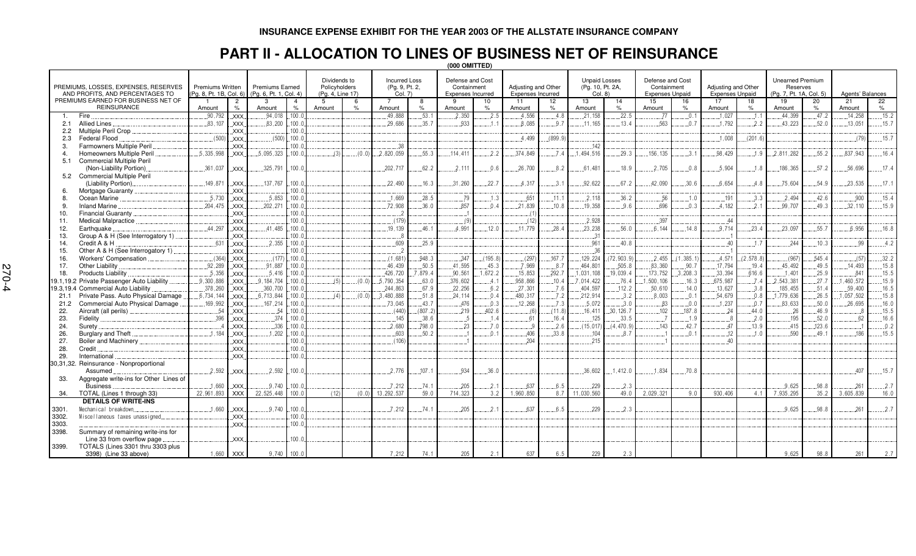**INSURANCE EXPENSE EXHIBIT FOR THE YEAR 2003 OF THE ALLSTATE INSURANCE COMPANY**

# PART II - ALLOCATION TO LINES OF BUSINESS NET OF REINSURANCE

**(000 OMITTED)**

| PREMIUMS, LOSSES, EXPENSES, RESERVES AND PROFITS, AND PERCENTAGES TO PREMIUMS EARNED FOR BUSINESS NET OF REINSURANCE | Premiums Written (Pg. 8, Pt. 1B, Col. 6) | | Premiums Earned (Pg. 6, Pt. 1, Col. 4) | | Dividends to Policyholders (Pg. 4, Line 17) | | Incurred Loss (Pg. 9, Pt. 2, Col. 7) | | Defense and Cost Containment Expenses Incurred | | Adjusting and Other Expenses Incurred | | Unpaid Losses (Pg. 10, Pt. 2A, Col. 8) | | Defense and Cost Containment Expenses Unpaid | | Adjusting and Other Expenses Unpaid | | Unearned Premium Reserves (Pg. 7, Pt. 1A, Col. 5) | | Agents' Balances | |
|---|---|---|---|---|---|---|---|---|---|---|---|---|---|---|---|---|---|---|---|---|---|---|
| | 1 | 2 | 3 | 4 | 5 | 6 | 7 | 8 | 9 | 10 | 11 | 12 | 13 | 14 | 15 | 16 | 17 | 18 | 19 | 20 | 21 | 22 |
| | Amount | % | Amount | % | Amount | % | Amount | % | Amount | % | Amount | % | Amount | % | Amount | % | Amount | % | Amount | % | Amount | % |
| 1. Fire | 90,792 | XXX | 94,018 | 100.0 | | | 49,888 | 53.1 | 2,350 | 2.5 | 4,556 | 4.8 | 21,158 | 22.5 | 77 | 0.1 | 1,027 | 1.1 | 44,399 | 47.2 | 14,258 | 15.2 |
| 2.1 Allied Lines | 83,107 | XXX | 83,200 | 100.0 | | | 29,686 | 35.7 | 933 | 1.1 | 8,085 | 9.7 | 11,165 | 13.4 | 563 | 0.7 | 1,792 | 2.2 | 43,223 | 52.0 | 13,051 | 15.7 |
| 2.2 Multiple Peril Crop | | XXX | | 100.0 | | | | | | | | | | | | | | | | | | |
| 2.3 Federal Flood | (500) | XXX | (500) | 100.0 | | | | | | | 4,499 | (899.9) | | | | | 1,008 | (201.6) | | | (79) | 15.7 |
| 3. Farmowners Multiple Peril | | XXX | | 100.0 | | | 38 | | | | | | 142 | | | | | | | | | |
| 4. Homeowners Multiple Peril | 5,335,998 | XXX | 5,095,323 | 100.0 | (3) | (0.0) | 2,820,059 | 55.3 | 114,411 | 2.2 | 374,849 | 7.4 | 1,494,516 | 29.3 | 156,135 | 3.1 | 98,429 | 1.9 | 2,811,282 | 55.2 | 837,943 | 16.4 |
| 5.1 Commercial Multiple Peril (Non-Liability Portion) | 361,037 | XXX | 325,791 | 100.0 | | | 202,717 | 62.2 | 2,111 | 0.6 | 26,700 | 8.2 | 61,481 | 18.9 | 2,705 | 0.8 | 5,904 | 1.8 | 186,365 | 57.2 | 56,696 | 17.4 |
| 5.2 Commercial Multiple Peril (Liability Portion) | 149,871 | XXX | 137,767 | 100.0 | | | 22,490 | 16.3 | 31,260 | 22.7 | 4,317 | 3.1 | 92,622 | 67.2 | 42,090 | 30.6 | 6,654 | 4.8 | 75,604 | 54.9 | 23,535 | 17.1 |
| 6. Mortgage Guaranty | | XXX | | 100.0 | | | | | | | | | | | | | | | | | | |
| 8. Ocean Marine | 5,730 | XXX | 5,853 | 100.0 | | | 1,669 | 28.5 | 79 | 1.3 | 651 | 11.1 | 2,118 | 36.2 | 56 | 1.0 | 191 | 3.3 | 2,494 | 42.6 | 900 | 15.4 |
| 9. Inland Marine | 204,475 | XXX | 202,271 | 100.0 | | | 72,908 | 36.0 | 857 | 0.4 | 21,839 | 10.8 | 19,358 | 9.6 | 696 | 0.3 | 4,182 | 2.1 | 99,707 | 49.3 | 32,110 | 15.9 |
| 10. Financial Guaranty | | XXX | | 100.0 | | | 2 | | 1 | | (1) | | | | | | | | | | | |
| 11. Medical Malpractice | | XXX | | 100.0 | | | (179) | | (9) | | (12) | | 2,928 | | 397 | | 44 | | | | | |
| 12. Earthquake | 44,297 | XXX | 41,485 | 100.0 | | | 19,139 | 46.1 | 4,991 | 12.0 | 11,779 | 28.4 | 23,238 | 56.0 | 6,144 | 14.8 | 9,714 | 23.4 | 23,097 | 55.7 | 6,956 | 16.8 |
| 13. Group A & H (See Interrogatory 1) | | XXX | | 100.0 | | | 8 | | | | | | 31 | | | | 1 | | | | | |
| 14. Credit A & H | 631 | XXX | 2,355 | 100.0 | | | 609 | 25.9 | | | | | 961 | 40.8 | | | 40 | 1.7 | 244 | 10.3 | 99 | 4.2 |
| 15. Other A & H (See Interrogatory 1) | | XXX | | 100.0 | | | 2 | | | | | | 36 | | | | 1 | | | | | |
| 16. Workers' Compensation | (364) | XXX | (177) | 100.0 | | | (1,681) | 948.3 | 347 | (195.8) | (297) | 167.7 | 129,224 | (72,903.9) | 2,455 | (1,385.1) | 4,571 | (2,578.8) | (967) | 545.4 | (57) | 32.2 |
| 17. Other Liability | 92,289 | XXX | 91,887 | 100.0 | | | 46,439 | 50.5 | 41,595 | 45.3 | 7,969 | 8.7 | 464,801 | 505.8 | 83,360 | 90.7 | 17,794 | 19.4 | 45,492 | 49.5 | 14,493 | 15.8 |
| 18. Products Liability | 5,356 | XXX | 5,416 | 100.0 | | | 426,720 | 7,879.4 | 90,561 | 1,672.2 | 15,853 | 292.7 | 1,031,108 | 19,039.4 | 173,752 | 3,208.3 | 33,394 | 616.6 | 1,401 | 25.9 | 841 | 15.5 |
| 19.1,19.2 Private Passenger Auto Liability | 9,300,886 | XXX | 9,184,704 | 100.0 | (5) | (0.0) | 5,790,354 | 63.0 | 376,602 | 4.1 | 958,866 | 10.4 | 7,014,422 | 76.4 | 1,500,106 | 16.3 | 675,987 | 7.4 | 2,543,381 | 27.7 | 1,460,572 | 15.9 |
| 19.3,19.4 Commercial Auto Liability | 378,260 | XXX | 360,700 | 100.0 | | | 244,863 | 67.9 | 22,256 | 6.2 | 27,301 | 7.6 | 404,597 | 112.2 | 50,610 | 14.0 | 13,627 | 3.8 | 185,455 | 51.4 | 59,400 | 16.5 |
| 21.1 Private Pass. Auto Physical Damage | 6,734,144 | XXX | 6,713,844 | 100.0 | (4) | (0.0) | 3,480,888 | 51.8 | 24,114 | 0.4 | 480,317 | 7.2 | 212,914 | 3.2 | 8,003 | 0.1 | 54,679 | 0.8 | 1,779,636 | 26.5 | 1,057,502 | 15.8 |
| 21.2 Commercial Auto Physical Damage | 169,992 | XXX | 167,214 | 100.0 | | | 73,045 | 43.7 | 476 | 0.3 | 12,268 | 7.3 | 5,072 | 3.0 | 83 | 0.0 | 1,237 | 0.7 | 83,633 | 50.0 | 26,695 | 16.0 |
| 22. Aircraft (all perils) | 54 | XXX | 54 | 100.0 | | | (440) | (807.2) | 219 | 402.6 | (6) | (11.8) | 16,411 | 30,126.7 | 102 | 187.8 | 24 | 44.0 | 26 | 46.9 | 8 | 15.5 |
| 23. Fidelity | 396 | XXX | 374 | 100.0 | | | 145 | 38.6 | 5 | 1.4 | 61 | 16.4 | 125 | 33.5 | 7 | 1.9 | 8 | 2.0 | 195 | 52.0 | 62 | 16.6 |
| 24. Surety | 4 | XXX | 336 | 100.0 | | | 2,680 | 798.0 | 23 | 7.0 | 9 | 2.6 | (15,017) | (4,470.9) | 143 | 42.7 | 47 | 13.9 | 415 | 123.6 | 1 | 0.2 |
| 26. Burglary and Theft | 1,184 | XXX | 1,202 | 100.0 | | | 603 | 50.2 | 1 | 0.1 | 406 | 33.8 | 104 | 8.7 | 1 | 0.1 | 12 | 1.0 | 590 | 49.1 | 186 | 15.5 |
| 27. Boiler and Machinery | | XXX | | 100.0 | | | (106) | | 1 | | 204 | | 215 | | 1 | | 40 | | | | | |
| 28. Credit | | XXX | | 100.0 | | | | | | | | | | | | | | | | | | |
| 29. International | | XXX | | 100.0 | | | | | | | | | | | | | | | | | | |
| 30,31,32. Reinsurance - Nonproportional Assumed | 2,592 | XXX | 2,592 | 100.0 | | | 2,776 | 107.1 | 934 | 36.0 | | | 36,602 | 1,412.0 | 1,834 | 70.8 | | | | | 407 | 15.7 |
| 33. Aggregate write-ins for Other Lines of Business | 1,660 | XXX | 9,740 | 100.0 | | | 7,212 | 74.1 | 205 | 2.1 | 637 | 6.5 | 229 | 2.3 | | | | | 9,625 | 98.8 | 261 | 2.7 |
| 34. TOTAL (Lines 1 through 33) | 22,961,893 | XXX | 22,525,448 | 100.0 | (12) | (0.0) | 13,292,537 | 59.0 | 714,323 | 3.2 | 1,960,850 | 8.7 | 11,030,560 | 49.0 | 2,029,321 | 9.0 | 930,406 | 4.1 | 7,935,295 | 35.2 | 3,605,839 | 16.0 |
| **DETAILS OF WRITE-INS** | | | | | | | | | | | | | | | | | | | | | | |
| 3301. Mechanical breakdown | 1,660 | XXX | 9,740 | 100.0 | | | 7,212 | 74.1 | 205 | 2.1 | 637 | 6.5 | 229 | 2.3 | | | | | 9,625 | 98.8 | 261 | 2.7 |
| 3302. Miscellaneous taxes unassigned | | XXX | | 100.0 | | | | | | | | | | | | | | | | | | |
| 3303. | | XXX | | 100.0 | | | | | | | | | | | | | | | | | | |
| 3398. Summary of remaining write-ins for Line 33 from overflow page | | XXX | | 100.0 | | | | | | | | | | | | | | | | | | |
| 3399. TOTALS (Lines 3301 thru 3303 plus 3398) (Line 33 above) | 1,660 | XXX | 9,740 | 100.0 | | | 7,212 | 74.1 | 205 | 2.1 | 637 | 6.5 | 229 | 2.3 | | | | | 9,625 | 98.8 | 261 | 2.7 |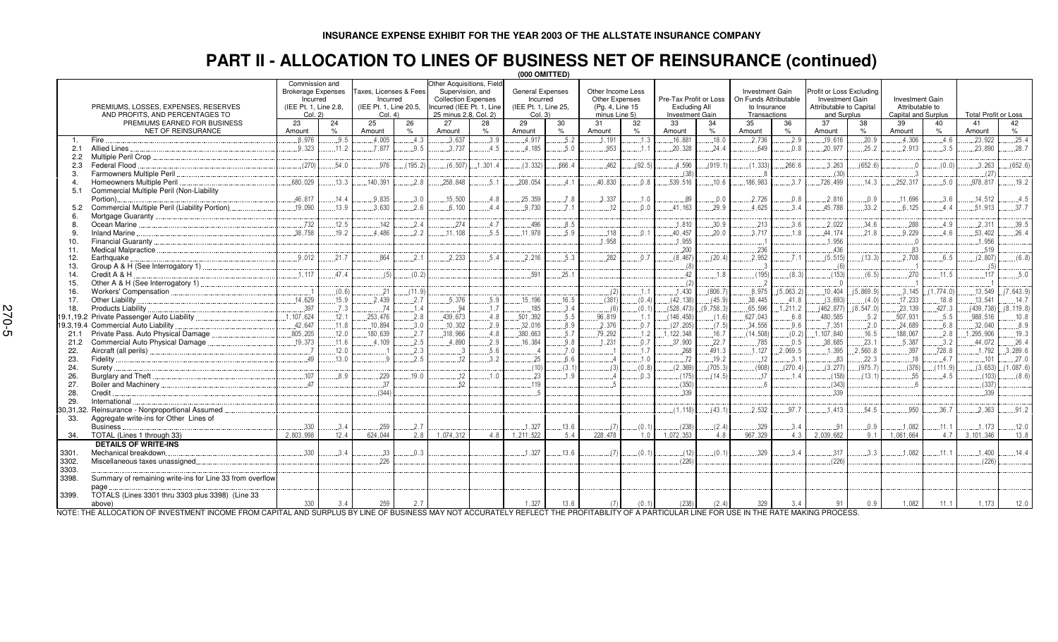INSURANCE EXPENSE EXHIBIT FOR THE YEAR 2003 OF THE ALLSTATE INSURANCE COMPANY

# PART II - ALLOCATION TO LINES OF BUSINESS NET OF REINSURANCE (continued)

(000 OMITTED)

| | PREMIUMS, LOSSES, EXPENSES, RESERVES AND PROFITS, AND PERCENTAGES TO PREMIUMS EARNED FOR BUSINESS NET OF REINSURANCE | Commission and Brokerage Expenses Incurred (IEE Pt. 1, Line 2.8, Col. 2) | | Taxes, Licenses & Fees Incurred (IEE Pt. 1, Line 20.5, Col. 4) | | Other Acquisitions, Field Supervision, and Collection Expenses Incurred (IEE Pt. 1, Line 25 minus 2.8, Col. 2) | | General Expenses Incurred (IEE Pt. 1, Line 25, Col. 3) | | Other Income Less Other Expenses (Pg. 4, Line 15 minus Line 5) | | Pre-Tax Profit or Loss Excluding All Investment Gain | | Investment Gain On Funds Attributable to Insurance Transactions | | Profit or Loss Excluding Investment Gain Attributable to Capital and Surplus | | Investment Gain Attributable to Capital and Surplus | | Total Profit or Loss | |
|---|---|---|---|---|---|---|---|---|---|---|---|---|---|---|---|---|---|---|---|---|---|
| | | 23 Amount | 24 % | 25 Amount | 26 % | 27 Amount | 28 % | 29 Amount | 30 % | 31 Amount | 32 % | 33 Amount | 34 % | 35 Amount | 36 % | 37 Amount | 38 % | 39 Amount | 40 % | 41 Amount | 42 % |
| 1. | Fire | 8,976 | 9.5 | 4,005 | 4.3 | 3,637 | 3.9 | 4,917 | 5.2 | 1,191 | 1.3 | 16,881 | 18.0 | 2,736 | 2.9 | 19,616 | 20.9 | 4,306 | 4.6 | 23,922 | 25.4 |
| 2.1 | Allied Lines | 9,323 | 11.2 | 7,877 | 9.5 | 3,737 | 4.5 | 4,185 | 5.0 | 953 | 1.1 | 20,328 | 24.4 | 649 | 0.8 | 20,977 | 25.2 | 2,913 | 3.5 | 23,890 | 28.7 |
| 2.2 | Multiple Peril Crop | | | | | | | | | | | | | | | | | | | | |
| 2.3 | Federal Flood | (270) | 54.0 | 976 | (195.2) | (6,507) | 1,301.4 | (3,332) | 666.4 | 462 | (92.5) | 4,596 | (919.1) | (1,333) | 266.6 | 3,263 | (652.6) | 0 | (0.0) | 3,263 | (652.6) |
| 3. | Farmowners Multiple Peril | | | | | | | | | | | (38) | | 8 | | (30) | | 3 | | (27) | |
| 4. | Homeowners Multiple Peril | 680,029 | 13.3 | 140,391 | 2.8 | 258,848 | 5.1 | 208,054 | 4.1 | 40,830 | 0.8 | 539,516 | 10.6 | 186,983 | 3.7 | 726,499 | 14.3 | 252,317 | 5.0 | 978,817 | 19.2 |
| 5.1 | Commercial Multiple Peril (Non-Liability Portion) | 46,817 | 14.4 | 9,835 | 3.0 | 15,500 | 4.8 | 25,359 | 7.8 | 3,337 | 1.0 | 89 | 0.0 | 2,726 | 0.8 | 2,816 | 0.9 | 11,696 | 3.6 | 14,512 | 4.5 |
| 5.2 | Commercial Multiple Peril (Liability Portion) | 19,090 | 13.9 | 3,630 | 2.6 | 6,100 | 4.4 | 9,730 | 7.1 | 12 | 0.0 | 41,163 | 29.9 | 4,625 | 3.4 | 45,788 | 33.2 | 6,125 | 4.4 | 51,913 | 37.7 |
| 6. | Mortgage Guaranty | | | | | | | | | | | | | | | | | | | | |
| 8. | Ocean Marine | 732 | 12.5 | 142 | 2.4 | 274 | 4.7 | 496 | 8.5 | | | 1,810 | 30.9 | 213 | 3.6 | 2,022 | 34.6 | 288 | 4.9 | 2,311 | 39.5 |
| 9. | Inland Marine | 38,758 | 19.2 | 4,486 | 2.2 | 11,108 | 5.5 | 11,978 | 5.9 | 118 | 0.1 | 40,457 | 20.0 | 3,717 | 1.8 | 44,174 | 21.8 | 9,229 | 4.6 | 53,402 | 26.4 |
| 10. | Financial Guaranty | | | | | | | | | 1,958 | | 1,955 | | 1 | | 1,956 | | 0 | | 1,956 | |
| 11. | Medical Malpractice | | | | | | | | | | | 200 | | 236 | | 436 | | 83 | | 519 | |
| 12. | Earthquake | 9,012 | 21.7 | 864 | 2.1 | 2,233 | 5.4 | 2,216 | 5.3 | 282 | 0.7 | (8,467) | (20.4) | 2,952 | 7.1 | (5,515) | (13.3) | 2,708 | 6.5 | (2,807) | (6.8) |
| 13. | Group A & H (See Interrogatory 1) | | | | | | | | | | | (8) | | 3 | | (6) | | 1 | | (5) | |
| 14. | Credit A & H | 1,117 | 47.4 | (5) | (0.2) | | | 591 | 25.1 | | | 42 | 1.8 | (195) | (8.3) | (153) | (6.5) | 270 | 11.5 | 117 | 5.0 |
| 15. | Other A & H (See Interrogatory 1) | | | | | | | | | | | (2) | | 2 | | 0 | | 1 | | 1 | |
| 16. | Workers' Compensation | 1 | (0.6) | 21 | (11.9) | | | | | (2) | 1.1 | 1,430 | (806.7) | 8,975 | (5,063.2) | 10,404 | (5,869.9) | 3,145 | (1,774.0) | 13,549 | (7,643.9) |
| 17. | Other Liability | 14,629 | 15.9 | 2,439 | 2.7 | 5,376 | 5.9 | 15,196 | 16.5 | (381) | (0.4) | (42,138) | (45.9) | 38,445 | 41.8 | (3,693) | (4.0) | 17,233 | 18.8 | 13,541 | 14.7 |
| 18. | Products Liability | 397 | 7.3 | 74 | 1.4 | 94 | 1.7 | 185 | 3.4 | (6) | (0.1) | (528,473) | (9,758.3) | 65,596 | 1,211.2 | (462,877) | (8,547.0) | 23,139 | 427.3 | (439,738) | (8,119.8) |
| 19.1,19.2 | Private Passenger Auto Liability | 1,107,624 | 12.1 | 253,476 | 2.8 | 439,673 | 4.8 | 501,392 | 5.5 | 96,819 | 1.1 | (146,458) | (1.6) | 627,043 | 6.8 | 480,585 | 5.2 | 507,931 | 5.5 | 988,516 | 10.8 |
| 19.3,19.4 | Commercial Auto Liability | 42,647 | 11.8 | 10,894 | 3.0 | 10,302 | 2.9 | 32,016 | 8.9 | 2,376 | 0.7 | (27,205) | (7.5) | 34,556 | 9.6 | 7,351 | 2.0 | 24,689 | 6.8 | 32,040 | 8.9 |
| 21.1 | Private Pass. Auto Physical Damage | 805,205 | 12.0 | 180,639 | 2.7 | 318,966 | 4.8 | 380,663 | 5.7 | 79,292 | 1.2 | 1,122,348 | 16.7 | (14,508) | (0.2) | 1,107,840 | 16.5 | 188,067 | 2.8 | 1,295,906 | 19.3 |
| 21.2 | Commercial Auto Physical Damage | 19,373 | 11.6 | 4,109 | 2.5 | 4,890 | 2.9 | 16,384 | 9.8 | 1,231 | 0.7 | 37,900 | 22.7 | 785 | 0.5 | 38,685 | 23.1 | 5,387 | 3.2 | 44,072 | 26.4 |
| 22. | Aircraft (all perils) | 7 | 12.0 | 1 | 2.3 | 3 | 5.6 | 4 | 7.0 | 1 | 1.7 | 268 | 491.3 | 1,127 | 2,069.5 | 1,395 | 2,560.8 | 397 | 728.8 | 1,792 | 3,289.6 |
| 23. | Fidelity | 49 | 13.0 | 9 | 2.5 | 12 | 3.2 | 25 | 6.6 | 4 | 1.0 | 72 | 19.2 | 12 | 3.1 | 83 | 22.3 | 18 | 4.7 | 101 | 27.0 |
| 24. | Surety | | | | | | | (10) | (3.1) | (3) | (0.8) | (2,369) | (705.3) | (908) | (270.4) | (3,277) | (975.7) | (376) | (111.9) | (3,653) | (1,087.6) |
| 26. | Burglary and Theft | 107 | 8.9 | 229 | 19.0 | 12 | 1.0 | 23 | 1.9 | 4 | 0.3 | (175) | (14.5) | 17 | 1.4 | (158) | (13.1) | 55 | 4.5 | (103) | (8.6) |
| 27. | Boiler and Machinery | 47 | | 37 | | 52 | | 119 | | 5 | | (350) | | 6 | | (343) | | 6 | | (337) | |
| 28. | Credit | | | (344) | | | | 5 | | | | 339 | | | | 339 | | | | 339 | |
| 29. | International | | | | | | | | | | | | | | | | | | | | |
| 30,31,32. | Reinsurance - Nonproportional Assumed | | | | | | | | | | | (1,118) | (43.1) | 2,532 | 97.7 | 1,413 | 54.5 | 950 | 36.7 | 2,363 | 91.2 |
| 33. | Aggregate write-ins for Other Lines of Business | 330 | 3.4 | 259 | 2.7 | | | 1,327 | 13.6 | (7) | (0.1) | (238) | (2.4) | 329 | 3.4 | 91 | 0.9 | 1,082 | 11.1 | 1,173 | 12.0 |
| 34. | TOTAL (Lines 1 through 33) | 2,803,998 | 12.4 | 624,044 | 2.8 | 1,074,312 | 4.8 | 1,211,522 | 5.4 | 228,478 | 1.0 | 1,072,353 | 4.8 | 967,329 | 4.3 | 2,039,682 | 9.1 | 1,061,664 | 4.7 | 3,101,346 | 13.8 |
| | **DETAILS OF WRITE-INS** | | | | | | | | | | | | | | | | | | | | |
| 3301. | Mechanical breakdown | 330 | 3.4 | 33 | 0.3 | | | 1,327 | 13.6 | (7) | (0.1) | (12) | (0.1) | 329 | 3.4 | 317 | 3.3 | 1,082 | 11.1 | 1,400 | 14.4 |
| 3302. | Miscellaneous taxes unassigned | | | 226 | | | | | | | | (226) | | | | (226) | | | | (226) | |
| 3303. | | | | | | | | | | | | | | | | | | | | | |
| 3398. | Summary of remaining write-ins for Line 33 from overflow page | | | | | | | | | | | | | | | | | | | | |
| 3399. | TOTALS (Lines 3301 thru 3303 plus 3398) (Line 33 above) | 330 | 3.4 | 259 | 2.7 | | | 1,327 | 13.6 | (7) | (0.1) | (238) | (2.4) | 329 | 3.4 | 91 | 0.9 | 1,082 | 11.1 | 1,173 | 12.0 |

NOTE: THE ALLOCATION OF INVESTMENT INCOME FROM CAPITAL AND SURPLUS BY LINE OF BUSINESS MAY NOT ACCURATELY REFLECT THE PROFITABILITY OF A PARTICULAR LINE FOR USE IN THE RATE MAKING PROCESS.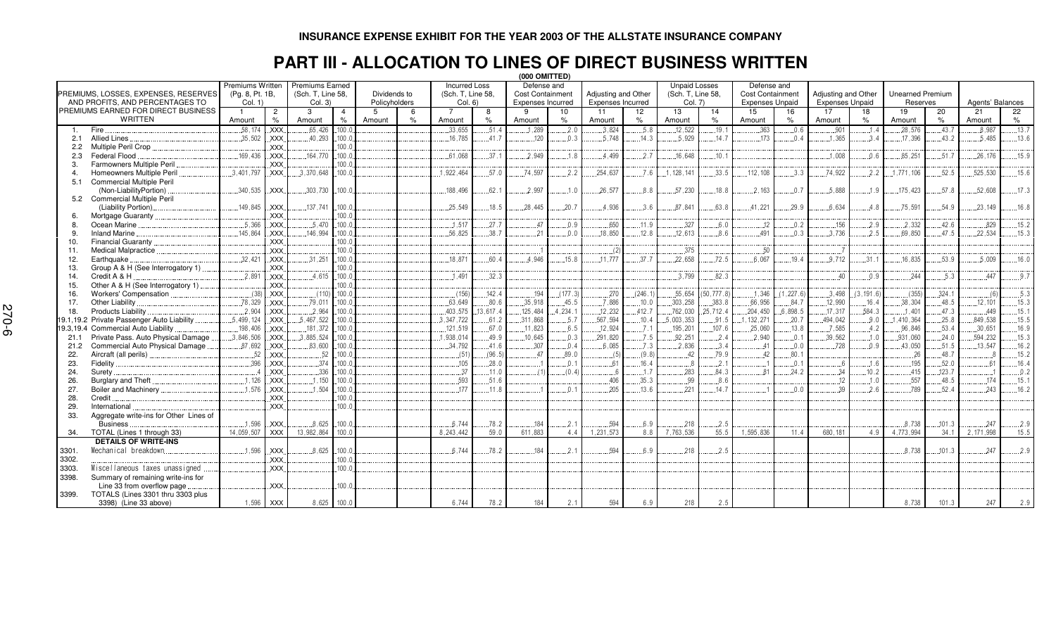# INSURANCE EXPENSE EXHIBIT FOR THE YEAR 2003 OF THE ALLSTATE INSURANCE COMPANY

## PART III - ALLOCATION TO LINES OF DIRECT BUSINESS WRITTEN

(000 OMITTED)

| PREMIUMS, LOSSES, EXPENSES, RESERVES AND PROFITS, AND PERCENTAGES TO PREMIUMS EARNED FOR DIRECT BUSINESS WRITTEN | Premiums Written (Pg. 8, Pt. 1B, Col. 1) | | Premiums Earned (Sch. T, Line 58, Col. 3) | | Dividends to Policyholders | | Incurred Loss (Sch. T, Line 58, Col. 6) | | Defense and Cost Containment Expenses Incurred | | Adjusting and Other Expenses Incurred | | Unpaid Losses (Sch. T, Line 58, Col. 7) | | Defense and Cost Containment Expenses Unpaid | | Adjusting and Other Expenses Unpaid | | Unearned Premium Reserves | | Agents' Balances | |
|---|---|---|---|---|---|---|---|---|---|---|---|---|---|---|---|---|---|---|---|---|---|---|
| | 1 Amount | 2 % | 3 Amount | 4 % | 5 Amount | 6 % | 7 Amount | 8 % | 9 Amount | 10 % | 11 Amount | 12 % | 13 Amount | 14 % | 15 Amount | 16 % | 17 Amount | 18 % | 19 Amount | 20 % | 21 Amount | 22 % |
| 1. Fire | 58,174 | XXX | 65,426 | 100.0 | | | 33,655 | 51.4 | 1,289 | 2.0 | 3,824 | 5.8 | 12,522 | 19.1 | 363 | 0.6 | 901 | 1.4 | 28,576 | 43.7 | 8,987 | 13.7 |
| 2.1 Allied Lines | 35,502 | XXX | 40,293 | 100.0 | | | 16,785 | 41.7 | 120 | 0.3 | 5,748 | 14.3 | 5,929 | 14.7 | 173 | 0.4 | 1,365 | 3.4 | 17,396 | 43.2 | 5,485 | 13.6 |
| 2.2 Multiple Peril Crop | | XXX | | 100.0 | | | | | | | | | | | | | | | | | | |
| 2.3 Federal Flood | 169,436 | XXX | 164,770 | 100.0 | | | 61,068 | 37.1 | 2,949 | 1.8 | 4,499 | 2.7 | 16,648 | 10.1 | | | 1,008 | 0.6 | 85,251 | 51.7 | 26,176 | 15.9 |
| 3. Farmowners Multiple Peril | | XXX | | 100.0 | | | | | | | | | | | | | | | | | | |
| 4. Homeowners Multiple Peril | 3,401,797 | XXX | 3,370,648 | 100.0 | | | 1,922,464 | 57.0 | 74,597 | 2.2 | 254,637 | 7.6 | 1,128,141 | 33.5 | 112,108 | 3.3 | 74,922 | 2.2 | 1,771,106 | 52.5 | 525,530 | 15.6 |
| 5.1 Commercial Multiple Peril (Non-LiabilityPortion) | 340,535 | XXX | 303,730 | 100.0 | | | 188,496 | 62.1 | 2,997 | 1.0 | 26,577 | 8.8 | 57,230 | 18.8 | 2,163 | 0.7 | 5,888 | 1.9 | 175,423 | 57.8 | 52,608 | 17.3 |
| 5.2 Commercial Multiple Peril (Liability Portion) | 149,845 | XXX | 137,741 | 100.0 | | | 25,549 | 18.5 | 28,445 | 20.7 | 4,936 | 3.6 | 87,841 | 63.8 | 41,221 | 29.9 | 6,634 | 4.8 | 75,591 | 54.9 | 23,149 | 16.8 |
| 6. Mortgage Guaranty | | XXX | | 100.0 | | | | | | | | | | | | | | | | | | |
| 8. Ocean Marine | 5,366 | XXX | 5,470 | 100.0 | | | 1,517 | 27.7 | 47 | 0.9 | 650 | 11.9 | 327 | 6.0 | 12 | 0.2 | 156 | 2.9 | 2,332 | 42.6 | 829 | 15.2 |
| 9. Inland Marine | 145,864 | XXX | 146,994 | 100.0 | | | 56,825 | 38.7 | 21 | 0.0 | 18,850 | 12.8 | 12,613 | 8.6 | 491 | 0.3 | 3,736 | 2.5 | 69,850 | 47.5 | 22,534 | 15.3 |
| 10. Financial Guaranty | | XXX | | 100.0 | | | | | | | | | | | | | | | | | | |
| 11. Medical Malpractice | | XXX | | 100.0 | | | | | 1 | | (2) | | 375 | | 50 | | 7 | | | | | |
| 12. Earthquake | 32,421 | XXX | 31,251 | 100.0 | | | 18,871 | 60.4 | 4,946 | 15.8 | 11,777 | 37.7 | 22,658 | 72.5 | 6,067 | 19.4 | 9,712 | 31.1 | 16,835 | 53.9 | 5,009 | 16.0 |
| 13. Group A & H (See Interrogatory 1) | | XXX | | 100.0 | | | | | | | | | | | | | | | | | | |
| 14. Credit A & H | 2,891 | XXX | 4,615 | 100.0 | | | 1,491 | 32.3 | | | | | 3,799 | 82.3 | | | 40 | 0.9 | 244 | 5.3 | 447 | 9.7 |
| 15. Other A & H (See Interrogatory 1) | | XXX | | 100.0 | | | | | | | | | | | | | | | | | | |
| 16. Workers' Compensation | (38) | XXX | (110) | 100.0 | | | (156) | 142.4 | 194 | (177.3) | 270 | (246.1) | 55,654 | (50,777.8) | 1,346 | (1,227.6) | 3,498 | (3,191.6) | (355) | 324.1 | (6) | 5.3 |
| 17. Other Liability | 76,329 | XXX | 79,011 | 100.0 | | | 63,649 | 80.6 | 35,918 | 45.5 | 7,886 | 10.0 | 303,258 | 383.8 | 66,956 | 84.7 | 12,990 | 16.4 | 38,304 | 48.5 | 12,101 | 15.3 |
| 18. Products Liability | 2,904 | XXX | 2,964 | 100.0 | | | 403,575 | 13,617.4 | 125,484 | 4,234.1 | 12,232 | 412.7 | 762,030 | 25,712.4 | 204,450 | 6,898.5 | 17,317 | 584.3 | 1,401 | 47.3 | 449 | 15.1 |
| 19.1,19.2 Private Passenger Auto Liability | 5,499,124 | XXX | 5,467,522 | 100.0 | | | 3,347,722 | 61.2 | 311,868 | 5.7 | 567,594 | 10.4 | 5,003,353 | 91.5 | 1,132,271 | 20.7 | 494,042 | 9.0 | 1,410,364 | 25.8 | 849,538 | 15.5 |
| 19.3,19.4 Commercial Auto Liability | 198,406 | XXX | 181,372 | 100.0 | | | 121,519 | 67.0 | 11,823 | 6.5 | 12,924 | 7.1 | 195,201 | 107.6 | 25,060 | 13.8 | 7,585 | 4.2 | 96,846 | 53.4 | 30,651 | 16.9 |
| 21.1 Private Pass. Auto Physical Damage | 3,846,506 | XXX | 3,885,524 | 100.0 | | | 1,938,014 | 49.9 | 10,645 | 0.3 | 291,820 | 7.5 | 92,251 | 2.4 | 2,940 | 0.1 | 39,562 | 1.0 | 931,060 | 24.0 | 594,232 | 15.3 |
| 21.2 Commercial Auto Physical Damage | 87,692 | XXX | 83,600 | 100.0 | | | 34,792 | 41.6 | 307 | 0.4 | 6,085 | 7.3 | 2,836 | 3.4 | 41 | 0.0 | 728 | 0.9 | 43,050 | 51.5 | 13,547 | 16.2 |
| 22. Aircraft (all perils) | 52 | XXX | 52 | 100.0 | | | (51) | (96.5) | 47 | 89.0 | (5) | (9.8) | 42 | 79.9 | 42 | 80.1 | | | 26 | 48.7 | 8 | 15.2 |
| 23. Fidelity | 396 | XXX | 374 | 100.0 | | | 105 | 28.0 | | 0.1 | 61 | 16.4 | 8 | 2.1 | 1 | 0.1 | 6 | 1.6 | 195 | 52.0 | 61 | 16.4 |
| 24. Surety | 4 | XXX | 336 | 100.0 | | | 37 | 11.0 | (1) | (0.4) | 6 | 1.7 | 283 | 84.3 | 81 | 24.2 | 34 | 10.2 | 415 | 123.7 | 1 | 0.2 |
| 26. Burglary and Theft | 1,126 | XXX | 1,150 | 100.0 | | | 593 | 51.6 | | | 406 | 35.3 | 99 | 8.6 | | | 12 | 1.0 | 557 | 48.5 | 174 | 15.1 |
| 27. Boiler and Machinery | 1,576 | XXX | 1,504 | 100.0 | | | 177 | 11.8 | 1 | 0.1 | 205 | 13.6 | 221 | 14.7 | 1 | 0.0 | 39 | 2.6 | 789 | 52.4 | 243 | 16.2 |
| 28. Credit | | XXX | | 100.0 | | | | | | | | | | | | | | | | | | |
| 29. International | | XXX | | 100.0 | | | | | | | | | | | | | | | | | | |
| 33. Aggregate write-ins for Other Lines of Business | 1,596 | XXX | 8,625 | 100.0 | | | 6,744 | 78.2 | 184 | 2.1 | 594 | 6.9 | 218 | 2.5 | | | | | 8,738 | 101.3 | 247 | 2.9 |
| 34. TOTAL (Lines 1 through 33) | 14,059,507 | XXX | 13,982,864 | 100.0 | | | 8,243,442 | 59.0 | 611,883 | 4.4 | 1,231,573 | 8.8 | 7,763,536 | 55.5 | 1,595,836 | 11.4 | 680,181 | 4.9 | 4,773,994 | 34.1 | 2,171,998 | 15.5 |
| **DETAILS OF WRITE-INS** | | | | | | | | | | | | | | | | | | | | | | |
| 3301. Mechanical breakdown | 1,596 | XXX | 8,625 | 100.0 | | | 6,744 | 78.2 | 184 | 2.1 | 594 | 6.9 | 218 | 2.5 | | | | | 8,738 | 101.3 | 247 | 2.9 |
| 3302. | | XXX | | 100.0 | | | | | | | | | | | | | | | | | | |
| 3303. Miscellaneous taxes unassigned | | XXX | | 100.0 | | | | | | | | | | | | | | | | | | |
| 3398. Summary of remaining write-ins for Line 33 from overflow page | | XXX | | 100.0 | | | | | | | | | | | | | | | | | | |
| 3399. TOTALS (Lines 3301 thru 3303 plus 3398) (Line 33 above) | 1,596 | XXX | 8,625 | 100.0 | | | 6,744 | 78.2 | 184 | 2.1 | 594 | 6.9 | 218 | 2.5 | | | | | 8,738 | 101.3 | 247 | 2.9 |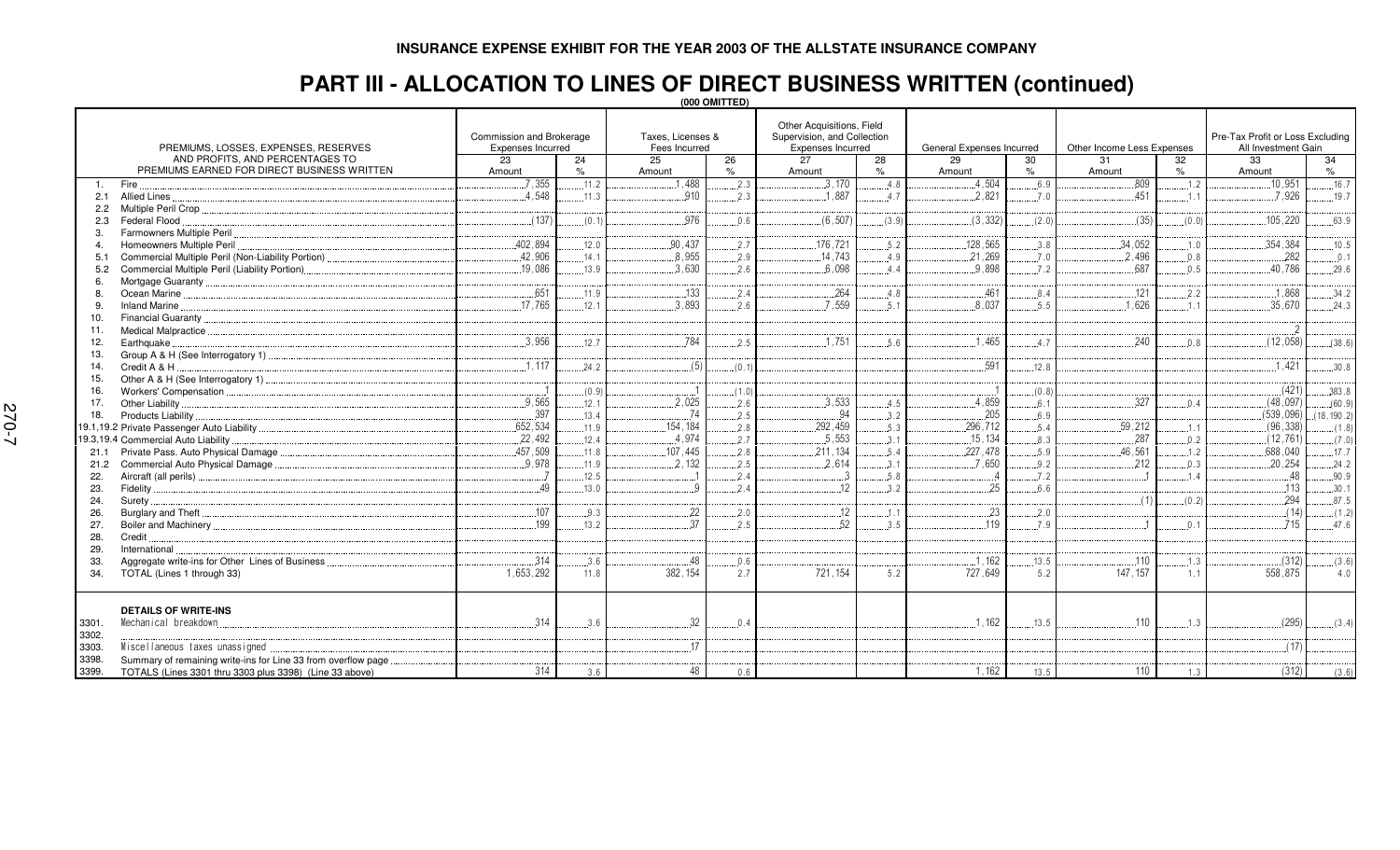**INSURANCE EXPENSE EXHIBIT FOR THE YEAR 2003 OF THE ALLSTATE INSURANCE COMPANY**

# PART III - ALLOCATION TO LINES OF DIRECT BUSINESS WRITTEN (continued)

(000 OMITTED)

| PREMIUMS, LOSSES, EXPENSES, RESERVES AND PROFITS, AND PERCENTAGES TO PREMIUMS EARNED FOR DIRECT BUSINESS WRITTEN | Commission and Brokerage Expenses Incurred | | Taxes, Licenses & Fees Incurred | | Other Acquisitions, Field Supervision, and Collection Expenses Incurred | | General Expenses Incurred | | Other Income Less Expenses | | Pre-Tax Profit or Loss Excluding All Investment Gain | |
|---|---|---|---|---|---|---|---|---|---|---|---|---|
| | 23 Amount | 24 % | 25 Amount | 26 % | 27 Amount | 28 % | 29 Amount | 30 % | 31 Amount | 32 % | 33 Amount | 34 % |
| 1. Fire | 7,355 | 11.2 | 1,488 | 2.3 | 3,170 | 4.8 | 4,504 | 6.9 | 809 | 1.2 | 10,951 | 16.7 |
| 2.1 Allied Lines | 4,548 | 11.3 | 910 | 2.3 | 1,887 | 4.7 | 2,821 | 7.0 | 451 | 1.1 | 7,926 | 19.7 |
| 2.2 Multiple Peril Crop | | | | | | | | | | | | |
| 2.3 Federal Flood | (137) | (0.1) | 976 | 0.6 | (6,507) | (3.9) | (3,332) | (2.0) | (35) | (0.0) | 105,220 | 63.9 |
| 3. Farmowners Multiple Peril | | | | | | | | | | | | |
| 4. Homeowners Multiple Peril | 402,894 | 12.0 | 90,437 | 2.7 | 176,721 | 5.2 | 128,565 | 3.8 | 34,052 | 1.0 | 354,384 | 10.5 |
| 5.1 Commercial Multiple Peril (Non-Liability Portion) | 42,906 | 14.1 | 8,955 | 2.9 | 14,743 | 4.9 | 21,269 | 7.0 | 2,496 | 0.8 | 282 | 0.1 |
| 5.2 Commercial Multiple Peril (Liability Portion) | 19,086 | 13.9 | 3,630 | 2.6 | 6,098 | 4.4 | 9,898 | 7.2 | 687 | 0.5 | 40,786 | 29.6 |
| 6. Mortgage Guaranty | | | | | | | | | | | | |
| 8. Ocean Marine | 651 | 11.9 | 133 | 2.4 | 264 | 4.8 | 461 | 8.4 | 121 | 2.2 | 1,868 | 34.2 |
| 9. Inland Marine | 17,765 | 12.1 | 3,893 | 2.6 | 7,559 | 5.1 | 8,037 | 5.5 | 1,626 | 1.1 | 35,670 | 24.3 |
| 10. Financial Guaranty | | | | | | | | | | | | |
| 11. Medical Malpractice | | | | | | | | | | | 2 | |
| 12. Earthquake | 3,956 | 12.7 | 784 | 2.5 | 1,751 | 5.6 | 1,465 | 4.7 | 240 | 0.8 | (12,058) | (38.6) |
| 13. Group A & H (See Interrogatory 1) | | | | | | | | | | | | |
| 14. Credit A & H | 1,117 | 24.2 | (5) | (0.1) | | | 591 | 12.8 | | | 1,421 | 30.8 |
| 15. Other A & H (See Interrogatory 1) | | | | | | | | | | | | |
| 16. Workers' Compensation | 1 | (0.9) | 1 | (1.0) | | | 1 | (0.8) | | | (421) | 383.8 |
| 17. Other Liability | 9,565 | 12.1 | 2,025 | 2.6 | 3,533 | 4.5 | 4,859 | 6.1 | 327 | 0.4 | (48,097) | (60.9) |
| 18. Products Liability | 397 | 13.4 | 74 | 2.5 | 94 | 3.2 | 205 | 6.9 | | | (539,096) | (18,190.2) |
| 19.1,19.2 Private Passenger Auto Liability | 652,534 | 11.9 | 154,184 | 2.8 | 292,459 | 5.3 | 296,712 | 5.4 | 59,212 | 1.1 | (96,338) | (1.8) |
| 19.3,19.4 Commercial Auto Liability | 22,492 | 12.4 | 4,974 | 2.7 | 5,553 | 3.1 | 15,134 | 8.3 | 287 | 0.2 | (12,761) | (7.0) |
| 21.1 Private Pass. Auto Physical Damage | 457,509 | 11.8 | 107,445 | 2.8 | 211,134 | 5.4 | 227,478 | 5.9 | 46,561 | 1.2 | 688,040 | 17.7 |
| 21.2 Commercial Auto Physical Damage | 9,978 | 11.9 | 2,132 | 2.5 | 2,614 | 3.1 | 7,650 | 9.2 | 212 | 0.3 | 20,254 | 24.2 |
| 22. Aircraft (all perils) | 7 | 12.5 | 1 | 2.4 | 3 | 5.8 | 4 | 7.2 | 1 | 1.4 | 48 | 90.9 |
| 23. Fidelity | 49 | 13.0 | 9 | 2.4 | 12 | 3.2 | 25 | 6.6 | | | 113 | 30.1 |
| 24. Surety | | | | | | | | | (1) | (0.2) | 294 | 87.5 |
| 26. Burglary and Theft | 107 | 9.3 | 22 | 2.0 | 12 | 1.1 | 23 | 2.0 | | | (14) | (1.2) |
| 27. Boiler and Machinery | 199 | 13.2 | 37 | 2.5 | 52 | 3.5 | 119 | 7.9 | 1 | 0.1 | 715 | 47.6 |
| 28. Credit | | | | | | | | | | | | |
| 29. International | | | | | | | | | | | | |
| 33. Aggregate write-ins for Other Lines of Business | 314 | 3.6 | 48 | 0.6 | | | 1,162 | 13.5 | 110 | 1.3 | (312) | (3.6) |
| 34. TOTAL (Lines 1 through 33) | 1,653,292 | 11.8 | 382,154 | 2.7 | 721,154 | 5.2 | 727,649 | 5.2 | 147,157 | 1.1 | 558,875 | 4.0 |
| **DETAILS OF WRITE-INS** | | | | | | | | | | | | |
| 3301. Mechanical breakdown | 314 | 3.6 | 32 | 0.4 | | | 1,162 | 13.5 | 110 | 1.3 | (295) | (3.4) |
| 3302. | | | | | | | | | | | | |
| 3303. Miscellaneous taxes unassigned | | | 17 | | | | | | | | (17) | |
| 3398. Summary of remaining write-ins for Line 33 from overflow page | | | | | | | | | | | | |
| 3399. TOTALS (Lines 3301 thru 3303 plus 3398) (Line 33 above) | 314 | 3.6 | 48 | 0.6 | | | 1,162 | 13.5 | 110 | 1.3 | (312) | (3.6) |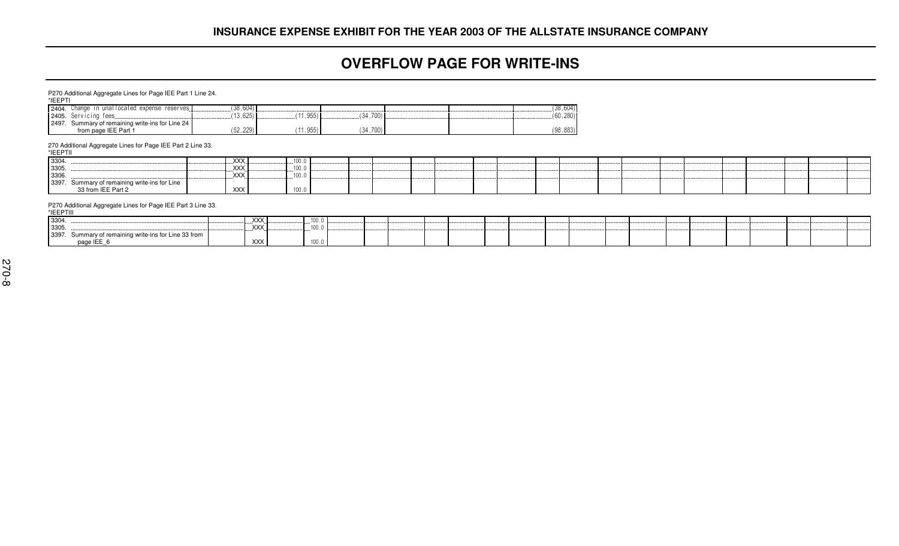# INSURANCE EXPENSE EXHIBIT FOR THE YEAR 2003 OF THE ALLSTATE INSURANCE COMPANY

## OVERFLOW PAGE FOR WRITE-INS

P270 Additional Aggregate Lines for Page IEE Part 1 Line 24.
*IEEPTI

| | | | | | | |
|---|---|---|---|---|---|---|
| 2404. Change in unallocated expense reserves | (38,604) | | | | | (38,604) |
| 2405. Servicing fees | (13,625) | (11,955) | (34,700) | | | (60,280) |
| 2497. Summary of remaining write-ins for Line 24 from page IEE Part 1 | (52,229) | (11,955) | (34,700) | | | (98,883) |

270 Additional Aggregate Lines for Page IEE Part 2 Line 33.
*IEEPTII

| | | | | | | | | | | | | | | | | | | | | | | | | |
|---|---|---|---|---|---|---|---|---|---|---|---|---|---|---|---|---|---|---|---|---|---|---|---|---|
| 3304. | | XXX | | 100.0 | | | | | | | | | | | | | | | | | | | | |
| 3305. | | XXX | | 100.0 | | | | | | | | | | | | | | | | | | | | |
| 3306. | | XXX | | 100.0 | | | | | | | | | | | | | | | | | | | | |
| 3397. Summary of remaining write-ins for Line 33 from IEE Part 2 | | XXX | | 100.0 | | | | | | | | | | | | | | | | | | | | |

P270 Additional Aggregate Lines for Page IEE Part 3 Line 33.
*IEEPTIII

| | | | | | | | | | | | | | | | | | | | | | | | | |
|---|---|---|---|---|---|---|---|---|---|---|---|---|---|---|---|---|---|---|---|---|---|---|---|---|
| 3304. | | XXX | | 100.0 | | | | | | | | | | | | | | | | | | | | |
| 3305. | | XXX | | 100.0 | | | | | | | | | | | | | | | | | | | | |
| 3397. Summary of remaining write-ins for Line 33 from page IEE_6 | | XXX | | 100.0 | | | | | | | | | | | | | | | | | | | | |